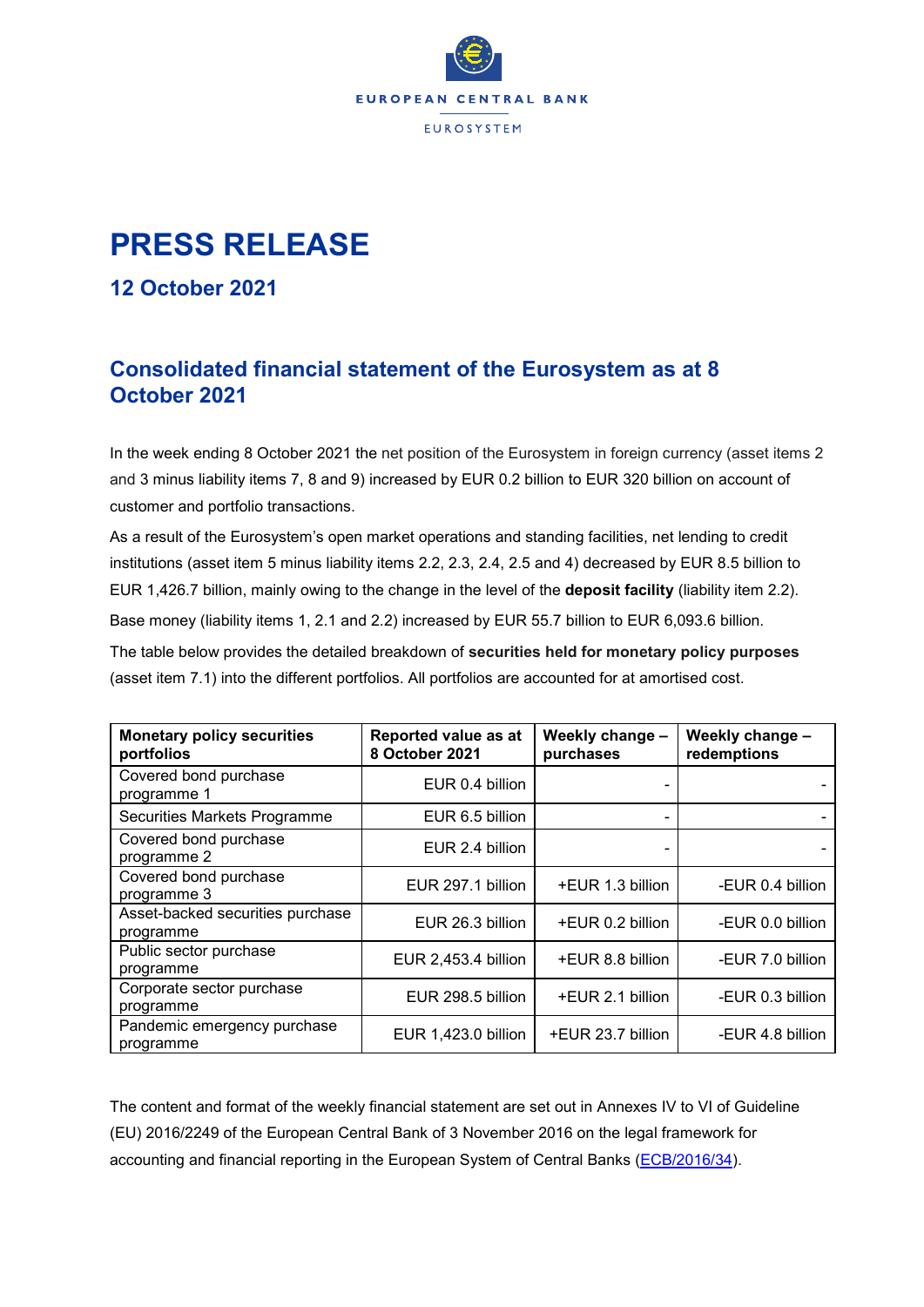EUROPEAN CENTRAL BANK

EUROSYSTEM

# PRESS RELEASE

## 12 October 2021

## Consolidated financial statement of the Eurosystem as at 8 October 2021

In the week ending 8 October 2021 the net position of the Eurosystem in foreign currency (asset items 2 and 3 minus liability items 7, 8 and 9) increased by EUR 0.2 billion to EUR 320 billion on account of customer and portfolio transactions.

As a result of the Eurosystem's open market operations and standing facilities, net lending to credit institutions (asset item 5 minus liability items 2.2, 2.3, 2.4, 2.5 and 4) decreased by EUR 8.5 billion to EUR 1,426.7 billion, mainly owing to the change in the level of the **deposit facility** (liability item 2.2).

Base money (liability items 1, 2.1 and 2.2) increased by EUR 55.7 billion to EUR 6,093.6 billion.

The table below provides the detailed breakdown of **securities held for monetary policy purposes** (asset item 7.1) into the different portfolios. All portfolios are accounted for at amortised cost.

| Monetary policy securities portfolios | Reported value as at 8 October 2021 | Weekly change – purchases | Weekly change – redemptions |
|---|---|---|---|
| Covered bond purchase programme 1 | EUR 0.4 billion | - | - |
| Securities Markets Programme | EUR 6.5 billion | - | - |
| Covered bond purchase programme 2 | EUR 2.4 billion | - | - |
| Covered bond purchase programme 3 | EUR 297.1 billion | +EUR 1.3 billion | -EUR 0.4 billion |
| Asset-backed securities purchase programme | EUR 26.3 billion | +EUR 0.2 billion | -EUR 0.0 billion |
| Public sector purchase programme | EUR 2,453.4 billion | +EUR 8.8 billion | -EUR 7.0 billion |
| Corporate sector purchase programme | EUR 298.5 billion | +EUR 2.1 billion | -EUR 0.3 billion |
| Pandemic emergency purchase programme | EUR 1,423.0 billion | +EUR 23.7 billion | -EUR 4.8 billion |

The content and format of the weekly financial statement are set out in Annexes IV to VI of Guideline (EU) 2016/2249 of the European Central Bank of 3 November 2016 on the legal framework for accounting and financial reporting in the European System of Central Banks (ECB/2016/34).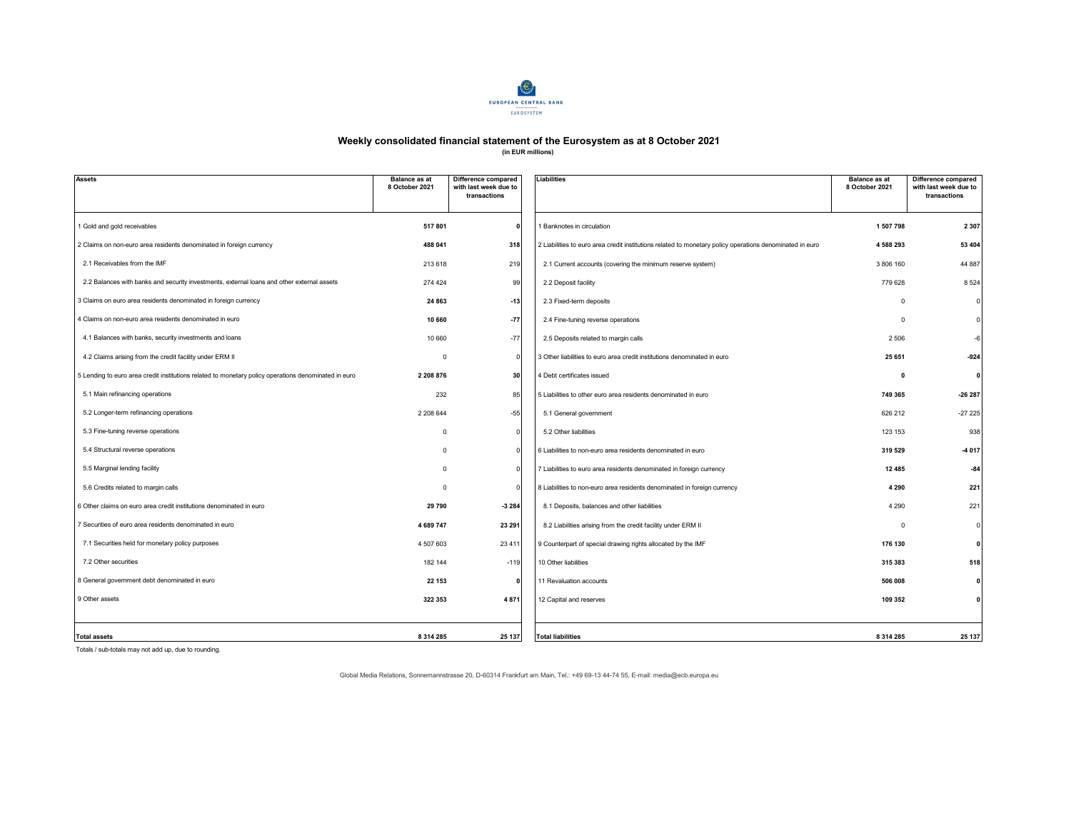EUROPEAN CENTRAL BANK

EUROSYSTEM

## Weekly consolidated financial statement of the Eurosystem as at 8 October 2021

**(in EUR millions)**

| Assets | Balance as at 8 October 2021 | Difference compared with last week due to transactions |
|---|---|---|
| 1 Gold and gold receivables | **517 801** | **0** |
| 2 Claims on non-euro area residents denominated in foreign currency | **488 041** | **318** |
| 2.1 Receivables from the IMF | 213 618 | 219 |
| 2.2 Balances with banks and security investments, external loans and other external assets | 274 424 | 99 |
| 3 Claims on euro area residents denominated in foreign currency | **24 863** | **-13** |
| 4 Claims on non-euro area residents denominated in euro | **10 660** | **-77** |
| 4.1 Balances with banks, security investments and loans | 10 660 | -77 |
| 4.2 Claims arising from the credit facility under ERM II | 0 | 0 |
| 5 Lending to euro area credit institutions related to monetary policy operations denominated in euro | **2 208 876** | **30** |
| 5.1 Main refinancing operations | 232 | 85 |
| 5.2 Longer-term refinancing operations | 2 208 644 | -55 |
| 5.3 Fine-tuning reverse operations | 0 | 0 |
| 5.4 Structural reverse operations | 0 | 0 |
| 5.5 Marginal lending facility | 0 | 0 |
| 5.6 Credits related to margin calls | 0 | 0 |
| 6 Other claims on euro area credit institutions denominated in euro | **29 790** | **-3 284** |
| 7 Securities of euro area residents denominated in euro | **4 689 747** | **23 291** |
| 7.1 Securities held for monetary policy purposes | 4 507 603 | 23 411 |
| 7.2 Other securities | 182 144 | -119 |
| 8 General government debt denominated in euro | **22 153** | **0** |
| 9 Other assets | **322 353** | **4 871** |
| **Total assets** | **8 314 285** | **25 137** |

| Liabilities | Balance as at 8 October 2021 | Difference compared with last week due to transactions |
|---|---|---|
| 1 Banknotes in circulation | **1 507 798** | **2 307** |
| 2 Liabilities to euro area credit institutions related to monetary policy operations denominated in euro | **4 588 293** | **53 404** |
| 2.1 Current accounts (covering the minimum reserve system) | 3 806 160 | 44 887 |
| 2.2 Deposit facility | 779 628 | 8 524 |
| 2.3 Fixed-term deposits | 0 | 0 |
| 2.4 Fine-tuning reverse operations | 0 | 0 |
| 2.5 Deposits related to margin calls | 2 506 | -6 |
| 3 Other liabilities to euro area credit institutions denominated in euro | **25 651** | **-924** |
| 4 Debt certificates issued | **0** | **0** |
| 5 Liabilities to other euro area residents denominated in euro | **749 365** | **-26 287** |
| 5.1 General government | 626 212 | -27 225 |
| 5.2 Other liabilities | 123 153 | 938 |
| 6 Liabilities to non-euro area residents denominated in euro | **319 529** | **-4 017** |
| 7 Liabilities to euro area residents denominated in foreign currency | **12 485** | **-84** |
| 8 Liabilities to non-euro area residents denominated in foreign currency | **4 290** | **221** |
| 8.1 Deposits, balances and other liabilities | 4 290 | 221 |
| 8.2 Liabilities arising from the credit facility under ERM II | 0 | 0 |
| 9 Counterpart of special drawing rights allocated by the IMF | **176 130** | **0** |
| 10 Other liabilities | **315 383** | **518** |
| 11 Revaluation accounts | **506 008** | **0** |
| 12 Capital and reserves | **109 352** | **0** |
| **Total liabilities** | **8 314 285** | **25 137** |

Totals / sub-totals may not add up, due to rounding.

Global Media Relations, Sonnemannstrasse 20, D-60314 Frankfurt am Main, Tel.: +49 69-13 44-74 55, E-mail: media@ecb.europa.eu